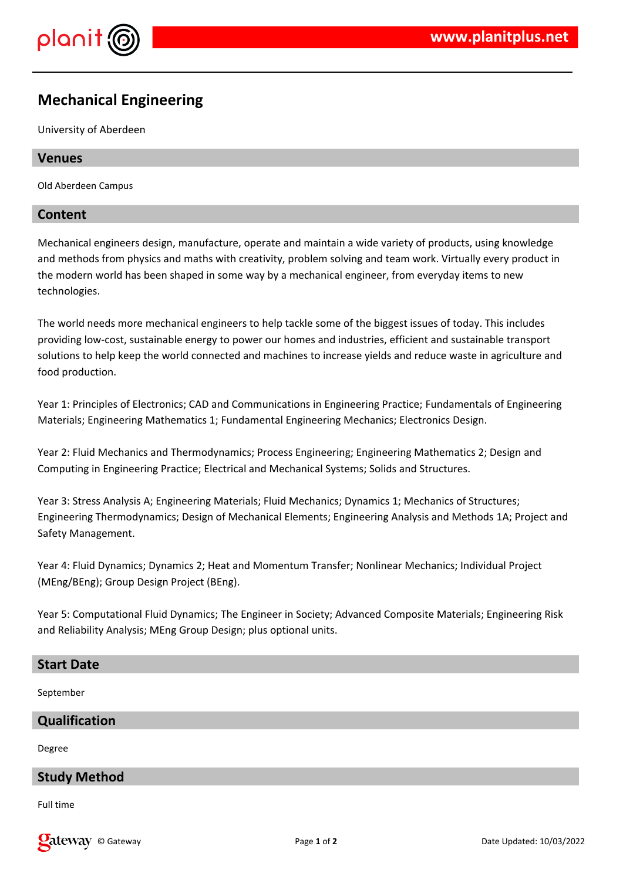# Mechanical Engineering

University of Aberdeen

## Venues

Old Aberdeen Campus

## Content

Mechanical engineers design, manufacture, operate and maintain a wide variety of products, using knowledge and methods from physics and maths with creativity, problem solving and team work. Virtually every product in the modern world has been shaped in some way by a mechanical engineer, from everyday items to new technologies.

The world needs more mechanical engineers to help tackle some of the biggest issues of today. This includes providing low-cost, sustainable energy to power our homes and industries, efficient and sustainable transport solutions to help keep the world connected and machines to increase yields and reduce waste in agriculture and food production.

Year 1: Principles of Electronics; CAD and Communications in Engineering Practice; Fundamentals of Engineering Materials; Engineering Mathematics 1; Fundamental Engineering Mechanics; Electronics Design.

Year 2: Fluid Mechanics and Thermodynamics; Process Engineering; Engineering Mathematics 2; Design and Computing in Engineering Practice; Electrical and Mechanical Systems; Solids and Structures.

Year 3: Stress Analysis A; Engineering Materials; Fluid Mechanics; Dynamics 1; Mechanics of Structures; Engineering Thermodynamics; Design of Mechanical Elements; Engineering Analysis and Methods 1A; Project and Safety Management.

Year 4: Fluid Dynamics; Dynamics 2; Heat and Momentum Transfer; Nonlinear Mechanics; Individual Project (MEng/BEng); Group Design Project (BEng).

Year 5: Computational Fluid Dynamics; The Engineer in Society; Advanced Composite Materials; Engineering Risk and Reliability Analysis; MEng Group Design; plus optional units.

## Start Date

September

## Qualification

Degree

## Study Method

Full time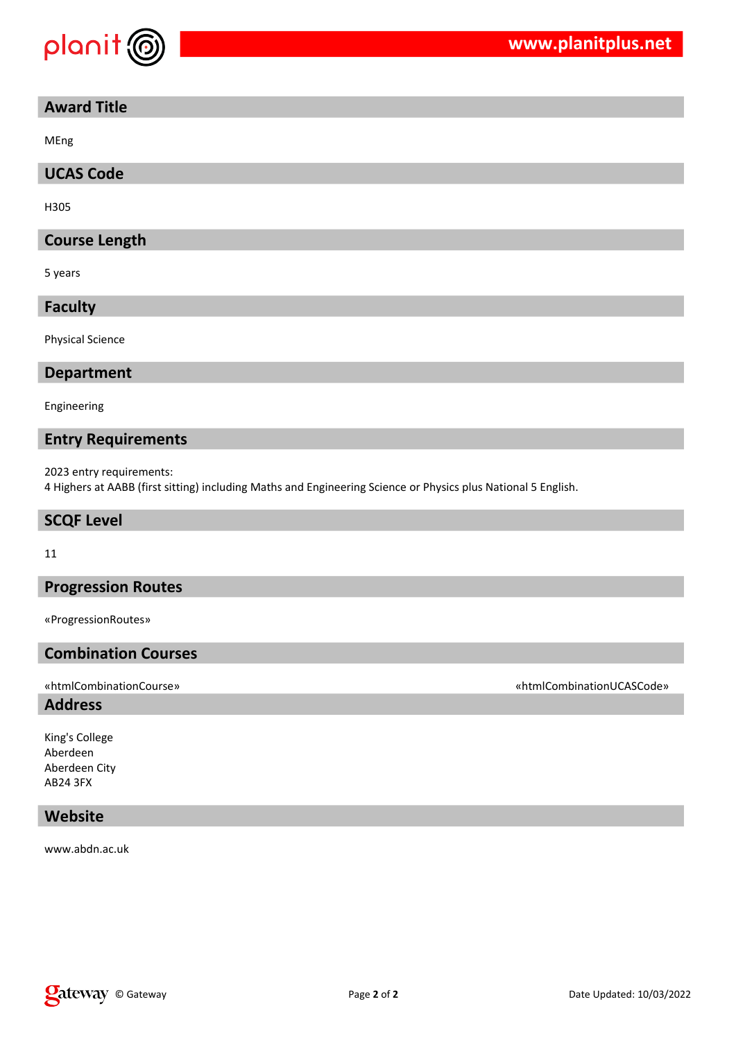## Award Title

MEng

## UCAS Code

H305

## Course Length

5 years

## Faculty

Physical Science

## Department

Engineering

## Entry Requirements

2023 entry requirements:
4 Highers at AABB (first sitting) including Maths and Engineering Science or Physics plus National 5 English.

## SCQF Level

11

## Progression Routes

«ProgressionRoutes»

## Combination Courses

«htmlCombinationCourse» «htmlCombinationUCASCode»

## Address

King's College
Aberdeen
Aberdeen City
AB24 3FX

## Website

www.abdn.ac.uk